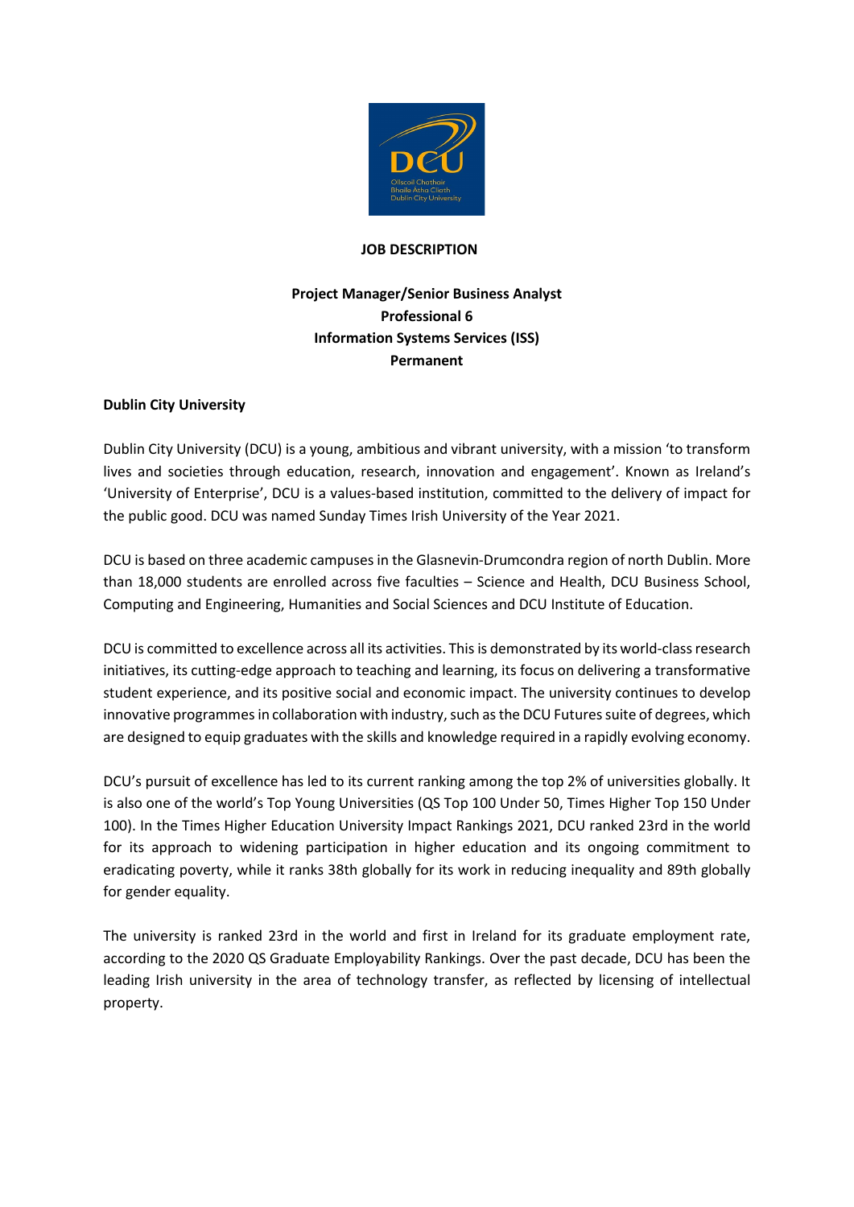**JOB DESCRIPTION**

**Project Manager/Senior Business Analyst**
**Professional 6**
**Information Systems Services (ISS)**
**Permanent**

**Dublin City University**

Dublin City University (DCU) is a young, ambitious and vibrant university, with a mission 'to transform lives and societies through education, research, innovation and engagement'. Known as Ireland's 'University of Enterprise', DCU is a values-based institution, committed to the delivery of impact for the public good. DCU was named Sunday Times Irish University of the Year 2021.

DCU is based on three academic campuses in the Glasnevin-Drumcondra region of north Dublin. More than 18,000 students are enrolled across five faculties – Science and Health, DCU Business School, Computing and Engineering, Humanities and Social Sciences and DCU Institute of Education.

DCU is committed to excellence across all its activities. This is demonstrated by its world-class research initiatives, its cutting-edge approach to teaching and learning, its focus on delivering a transformative student experience, and its positive social and economic impact. The university continues to develop innovative programmes in collaboration with industry, such as the DCU Futures suite of degrees, which are designed to equip graduates with the skills and knowledge required in a rapidly evolving economy.

DCU's pursuit of excellence has led to its current ranking among the top 2% of universities globally. It is also one of the world's Top Young Universities (QS Top 100 Under 50, Times Higher Top 150 Under 100). In the Times Higher Education University Impact Rankings 2021, DCU ranked 23rd in the world for its approach to widening participation in higher education and its ongoing commitment to eradicating poverty, while it ranks 38th globally for its work in reducing inequality and 89th globally for gender equality.

The university is ranked 23rd in the world and first in Ireland for its graduate employment rate, according to the 2020 QS Graduate Employability Rankings. Over the past decade, DCU has been the leading Irish university in the area of technology transfer, as reflected by licensing of intellectual property.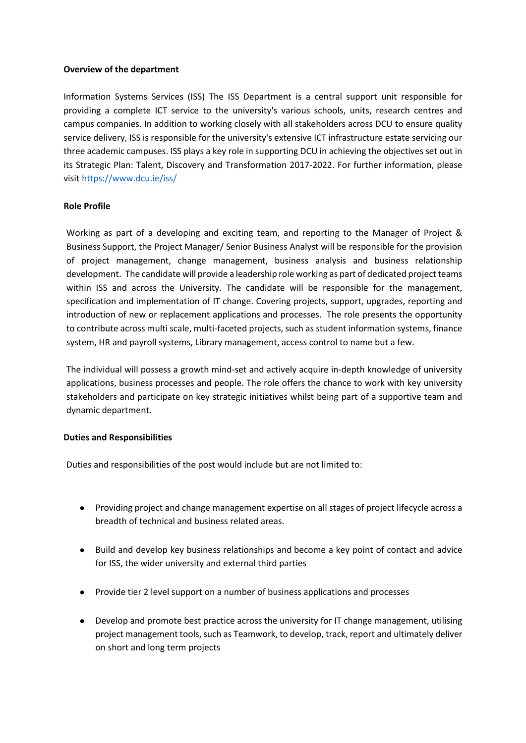**Overview of the department**

Information Systems Services (ISS) The ISS Department is a central support unit responsible for providing a complete ICT service to the university's various schools, units, research centres and campus companies. In addition to working closely with all stakeholders across DCU to ensure quality service delivery, ISS is responsible for the university's extensive ICT infrastructure estate servicing our three academic campuses. ISS plays a key role in supporting DCU in achieving the objectives set out in its Strategic Plan: Talent, Discovery and Transformation 2017-2022. For further information, please visit [https://www.dcu.ie/iss/](https://www.dcu.ie/iss/)

**Role Profile**

Working as part of a developing and exciting team, and reporting to the Manager of Project & Business Support, the Project Manager/ Senior Business Analyst will be responsible for the provision of project management, change management, business analysis and business relationship development. The candidate will provide a leadership role working as part of dedicated project teams within ISS and across the University. The candidate will be responsible for the management, specification and implementation of IT change. Covering projects, support, upgrades, reporting and introduction of new or replacement applications and processes. The role presents the opportunity to contribute across multi scale, multi-faceted projects, such as student information systems, finance system, HR and payroll systems, Library management, access control to name but a few.

The individual will possess a growth mind-set and actively acquire in-depth knowledge of university applications, business processes and people. The role offers the chance to work with key university stakeholders and participate on key strategic initiatives whilst being part of a supportive team and dynamic department.

**Duties and Responsibilities**

Duties and responsibilities of the post would include but are not limited to:

- Providing project and change management expertise on all stages of project lifecycle across a breadth of technical and business related areas.
- Build and develop key business relationships and become a key point of contact and advice for ISS, the wider university and external third parties
- Provide tier 2 level support on a number of business applications and processes
- Develop and promote best practice across the university for IT change management, utilising project management tools, such as Teamwork, to develop, track, report and ultimately deliver on short and long term projects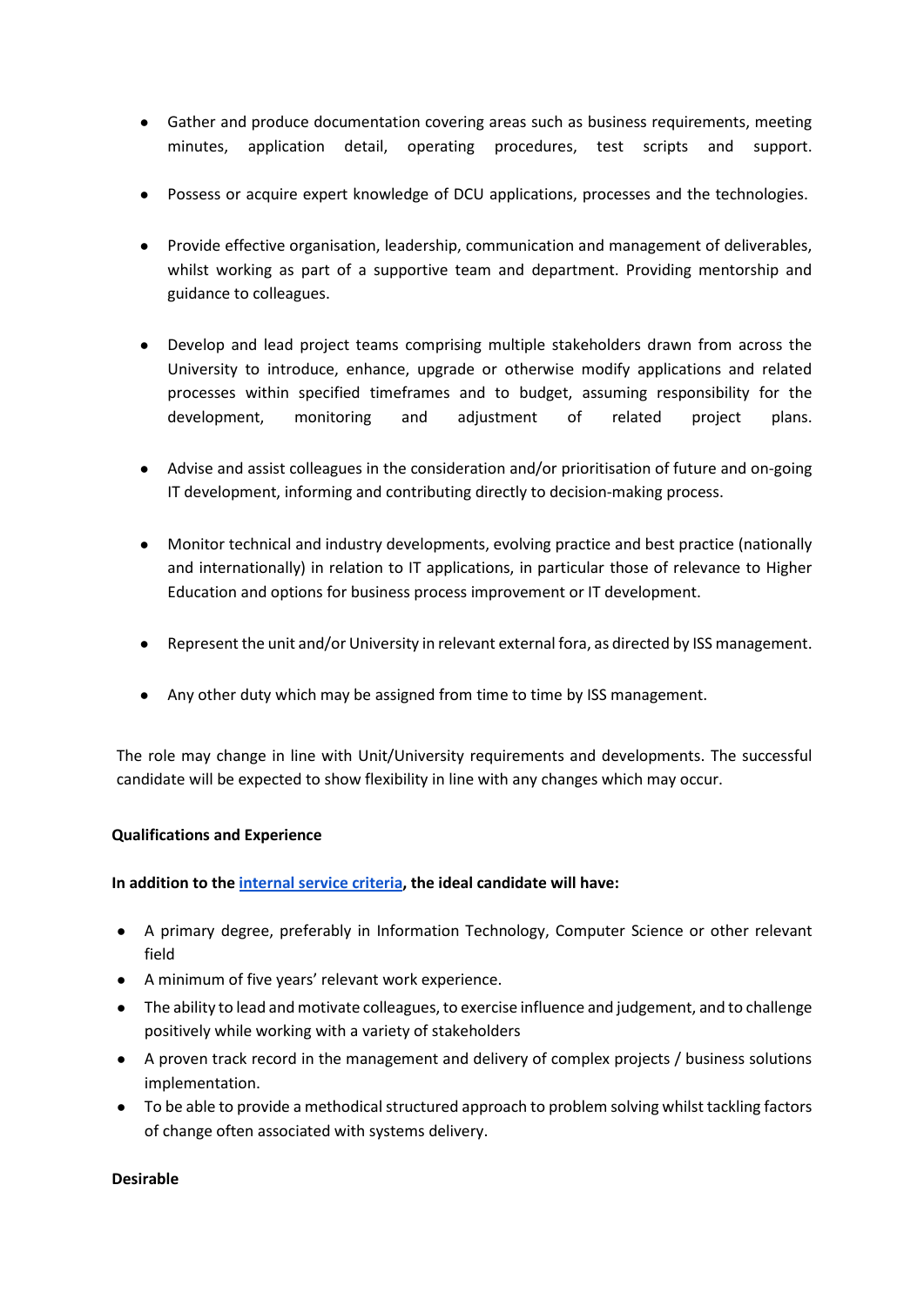- Gather and produce documentation covering areas such as business requirements, meeting minutes, application detail, operating procedures, test scripts and support.

- Possess or acquire expert knowledge of DCU applications, processes and the technologies.

- Provide effective organisation, leadership, communication and management of deliverables, whilst working as part of a supportive team and department. Providing mentorship and guidance to colleagues.

- Develop and lead project teams comprising multiple stakeholders drawn from across the University to introduce, enhance, upgrade or otherwise modify applications and related processes within specified timeframes and to budget, assuming responsibility for the development, monitoring and adjustment of related project plans.

- Advise and assist colleagues in the consideration and/or prioritisation of future and on-going IT development, informing and contributing directly to decision-making process.

- Monitor technical and industry developments, evolving practice and best practice (nationally and internationally) in relation to IT applications, in particular those of relevance to Higher Education and options for business process improvement or IT development.

- Represent the unit and/or University in relevant external fora, as directed by ISS management.

- Any other duty which may be assigned from time to time by ISS management.

The role may change in line with Unit/University requirements and developments. The successful candidate will be expected to show flexibility in line with any changes which may occur.

**Qualifications and Experience**

**In addition to the internal service criteria, the ideal candidate will have:**

- A primary degree, preferably in Information Technology, Computer Science or other relevant field
- A minimum of five years' relevant work experience.
- The ability to lead and motivate colleagues, to exercise influence and judgement, and to challenge positively while working with a variety of stakeholders
- A proven track record in the management and delivery of complex projects / business solutions implementation.
- To be able to provide a methodical structured approach to problem solving whilst tackling factors of change often associated with systems delivery.

**Desirable**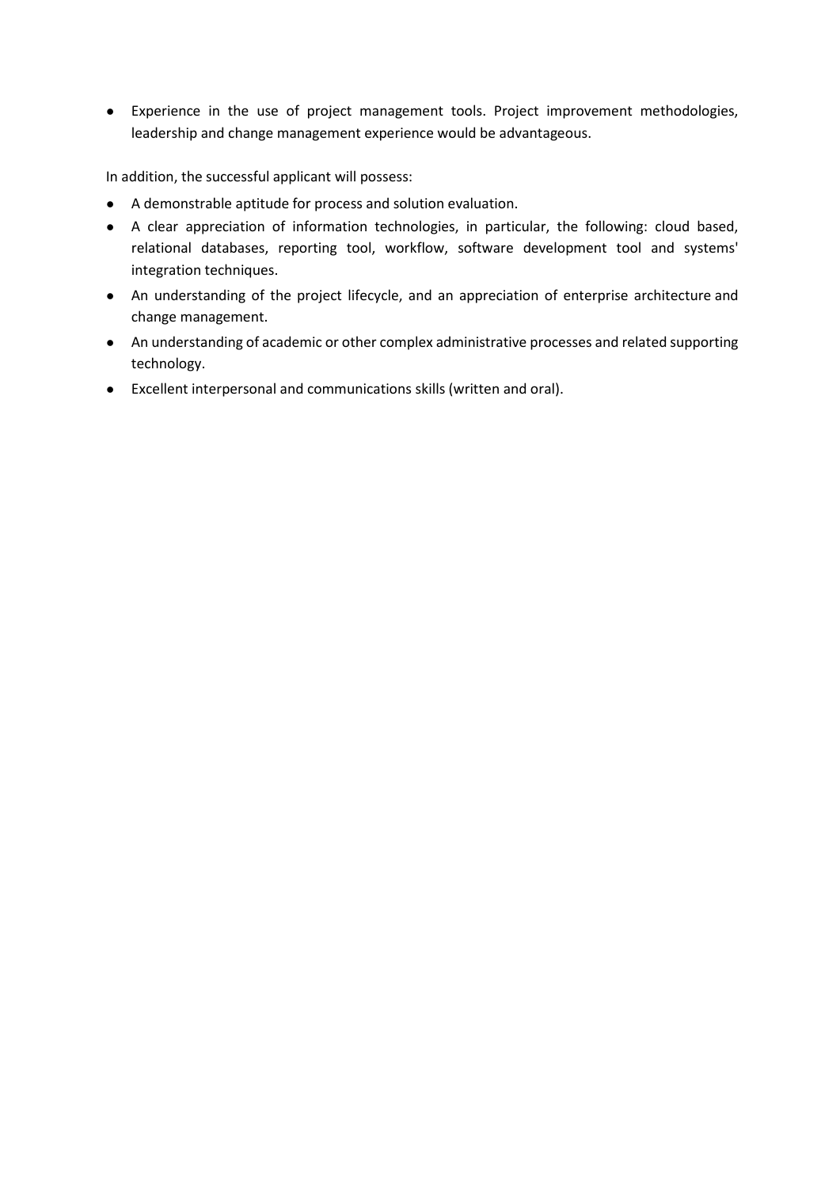- Experience in the use of project management tools. Project improvement methodologies, leadership and change management experience would be advantageous.

In addition, the successful applicant will possess:

- A demonstrable aptitude for process and solution evaluation.
- A clear appreciation of information technologies, in particular, the following: cloud based, relational databases, reporting tool, workflow, software development tool and systems' integration techniques.
- An understanding of the project lifecycle, and an appreciation of enterprise architecture and change management.
- An understanding of academic or other complex administrative processes and related supporting technology.
- Excellent interpersonal and communications skills (written and oral).